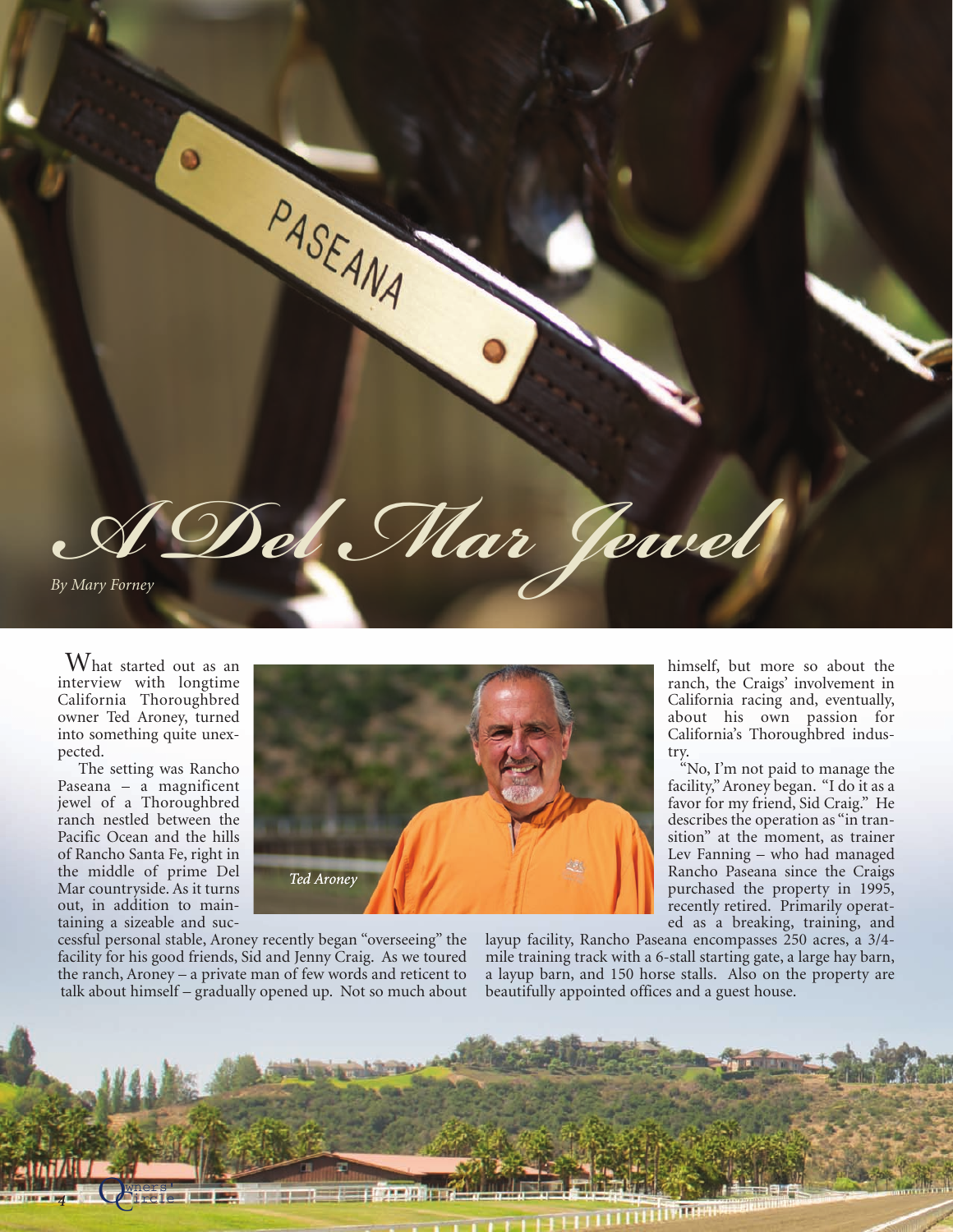# A Del Mar Jewel

*By Mary Forney*

What started out as an interview with longtime California Thoroughbred owner Ted Aroney, turned into something quite unexpected.

The setting was Rancho Paseana – a magnificent jewel of a Thoroughbred ranch nestled between the Pacific Ocean and the hills of Rancho Santa Fe, right in the middle of prime Del Mar countryside. As it turns out, in addition to maintaining a sizeable and successful personal stable, Aroney recently began "overseeing" the facility for his good friends, Sid and Jenny Craig. As we toured the ranch, Aroney – a private man of few words and reticent to talk about himself – gradually opened up. Not so much about himself, but more so about the ranch, the Craigs' involvement in California racing and, eventually, about his own passion for California's Thoroughbred industry.

*Ted Aroney*

"No, I'm not paid to manage the facility," Aroney began. "I do it as a favor for my friend, Sid Craig." He describes the operation as "in transition" at the moment, as trainer Lev Fanning – who had managed Rancho Paseana since the Craigs purchased the property in 1995, recently retired. Primarily operated as a breaking, training, and layup facility, Rancho Paseana encompasses 250 acres, a 3/4-mile training track with a 6-stall starting gate, a large hay barn, a layup barn, and 150 horse stalls. Also on the property are beautifully appointed offices and a guest house.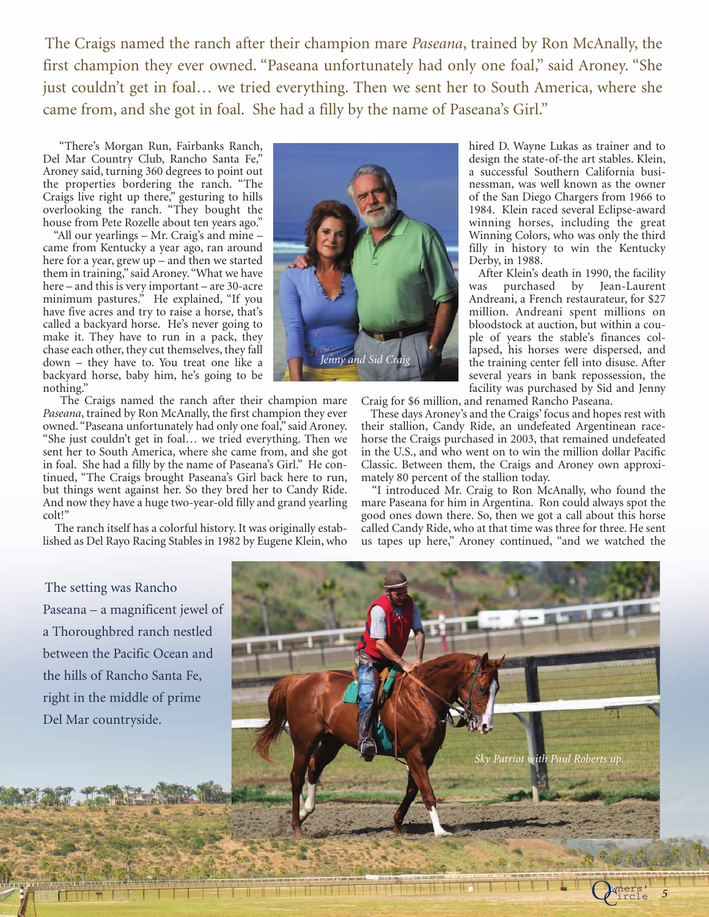The Craigs named the ranch after their champion mare *Paseana*, trained by Ron McAnally, the first champion they ever owned. "Paseana unfortunately had only one foal," said Aroney. "She just couldn't get in foal… we tried everything. Then we sent her to South America, where she came from, and she got in foal. She had a filly by the name of Paseana's Girl."

"There's Morgan Run, Fairbanks Ranch, Del Mar Country Club, Rancho Santa Fe," Aroney said, turning 360 degrees to point out the properties bordering the ranch. "The Craigs live right up there," gesturing to hills overlooking the ranch. "They bought the house from Pete Rozelle about ten years ago."

"All our yearlings – Mr. Craig's and mine – came from Kentucky a year ago, ran around here for a year, grew up – and then we started them in training," said Aroney. "What we have here – and this is very important – are 30-acre minimum pastures." He explained, "If you have five acres and try to raise a horse, that's called a backyard horse. He's never going to make it. They have to run in a pack, they chase each other, they cut themselves, they fall down – they have to. You treat one like a backyard horse, baby him, he's going to be nothing."

*Jenny and Sid Craig*

The Craigs named the ranch after their champion mare *Paseana*, trained by Ron McAnally, the first champion they ever owned. "Paseana unfortunately had only one foal," said Aroney. "She just couldn't get in foal… we tried everything. Then we sent her to South America, where she came from, and she got in foal. She had a filly by the name of Paseana's Girl." He continued, "The Craigs brought Paseana's Girl back here to run, but things went against her. So they bred her to Candy Ride. And now they have a huge two-year-old filly and grand yearling colt!"

The ranch itself has a colorful history. It was originally established as Del Rayo Racing Stables in 1982 by Eugene Klein, who hired D. Wayne Lukas as trainer and to design the state-of-the art stables. Klein, a successful Southern California businessman, was well known as the owner of the San Diego Chargers from 1966 to 1984. Klein raced several Eclipse-award winning horses, including the great Winning Colors, who was only the third filly in history to win the Kentucky Derby, in 1988.

After Klein's death in 1990, the facility was purchased by Jean-Laurent Andreani, a French restaurateur, for $27 million. Andreani spent millions on bloodstock at auction, but within a couple of years the stable's finances collapsed, his horses were dispersed, and the training center fell into disuse. After several years in bank repossession, the facility was purchased by Sid and Jenny Craig for $6 million, and renamed Rancho Paseana.

These days Aroney's and the Craigs' focus and hopes rest with their stallion, Candy Ride, an undefeated Argentinean racehorse the Craigs purchased in 2003, that remained undefeated in the U.S., and who went on to win the million dollar Pacific Classic. Between them, the Craigs and Aroney own approximately 80 percent of the stallion today.

"I introduced Mr. Craig to Ron McAnally, who found the mare Paseana for him in Argentina. Ron could always spot the good ones down there. So, then we got a call about this horse called Candy Ride, who at that time was three for three. He sent us tapes up here," Aroney continued, "and we watched the

The setting was Rancho Paseana – a magnificent jewel of a Thoroughbred ranch nestled between the Pacific Ocean and the hills of Rancho Santa Fe, right in the middle of prime Del Mar countryside.

*Sky Patriot with Paul Roberts up.*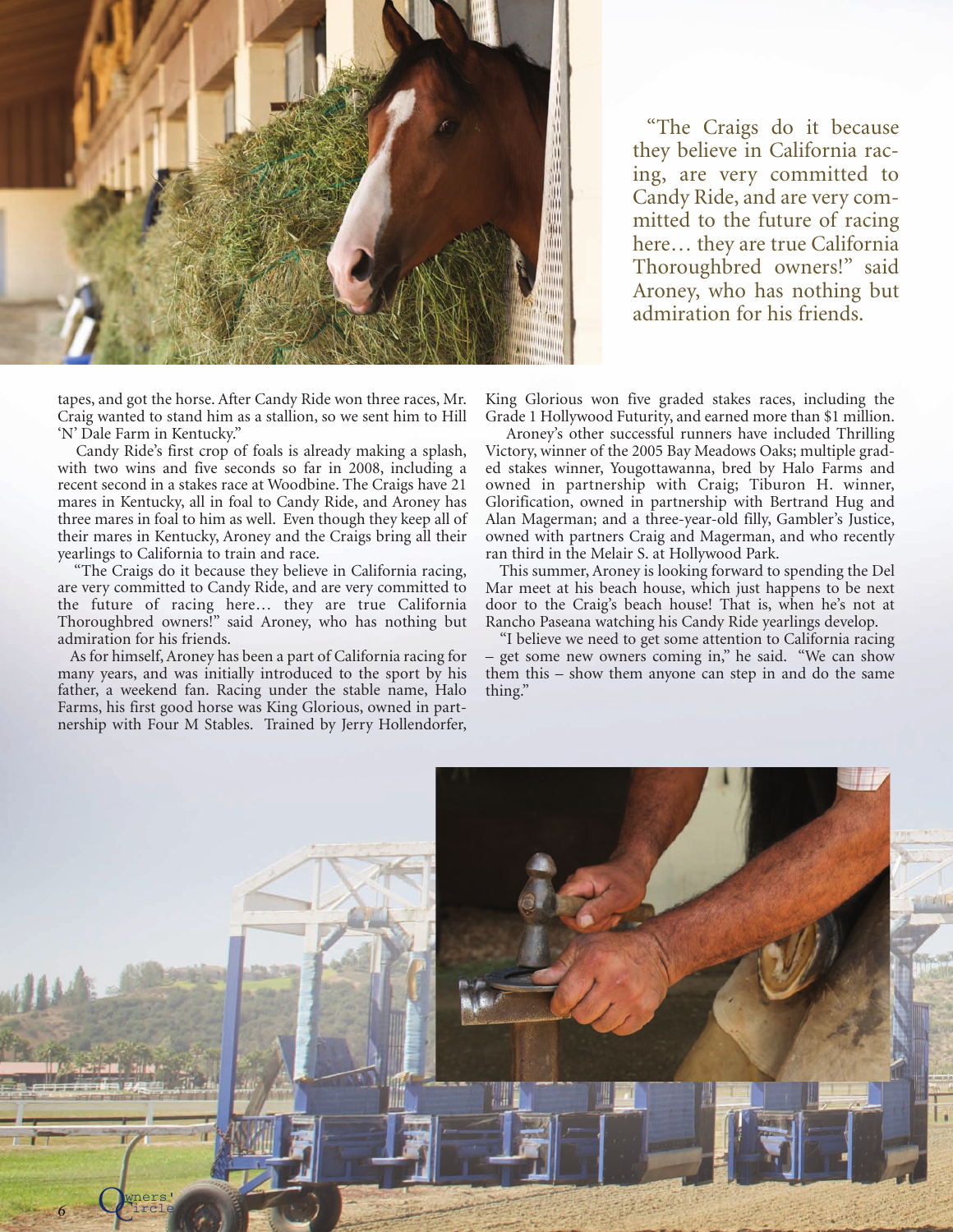"The Craigs do it because they believe in California racing, are very committed to Candy Ride, and are very committed to the future of racing here… they are true California Thoroughbred owners!" said Aroney, who has nothing but admiration for his friends.

tapes, and got the horse. After Candy Ride won three races, Mr. Craig wanted to stand him as a stallion, so we sent him to Hill 'N' Dale Farm in Kentucky."

Candy Ride's first crop of foals is already making a splash, with two wins and five seconds so far in 2008, including a recent second in a stakes race at Woodbine. The Craigs have 21 mares in Kentucky, all in foal to Candy Ride, and Aroney has three mares in foal to him as well. Even though they keep all of their mares in Kentucky, Aroney and the Craigs bring all their yearlings to California to train and race.

"The Craigs do it because they believe in California racing, are very committed to Candy Ride, and are very committed to the future of racing here… they are true California Thoroughbred owners!" said Aroney, who has nothing but admiration for his friends.

As for himself, Aroney has been a part of California racing for many years, and was initially introduced to the sport by his father, a weekend fan. Racing under the stable name, Halo Farms, his first good horse was King Glorious, owned in partnership with Four M Stables. Trained by Jerry Hollendorfer, King Glorious won five graded stakes races, including the Grade 1 Hollywood Futurity, and earned more than $1 million.

Aroney's other successful runners have included Thrilling Victory, winner of the 2005 Bay Meadows Oaks; multiple graded stakes winner, Yougottawanna, bred by Halo Farms and owned in partnership with Craig; Tiburon H. winner, Glorification, owned in partnership with Bertrand Hug and Alan Magerman; and a three-year-old filly, Gambler's Justice, owned with partners Craig and Magerman, and who recently ran third in the Melair S. at Hollywood Park.

This summer, Aroney is looking forward to spending the Del Mar meet at his beach house, which just happens to be next door to the Craig's beach house! That is, when he's not at Rancho Paseana watching his Candy Ride yearlings develop.

"I believe we need to get some attention to California racing – get some new owners coming in," he said. "We can show them this – show them anyone can step in and do the same thing."